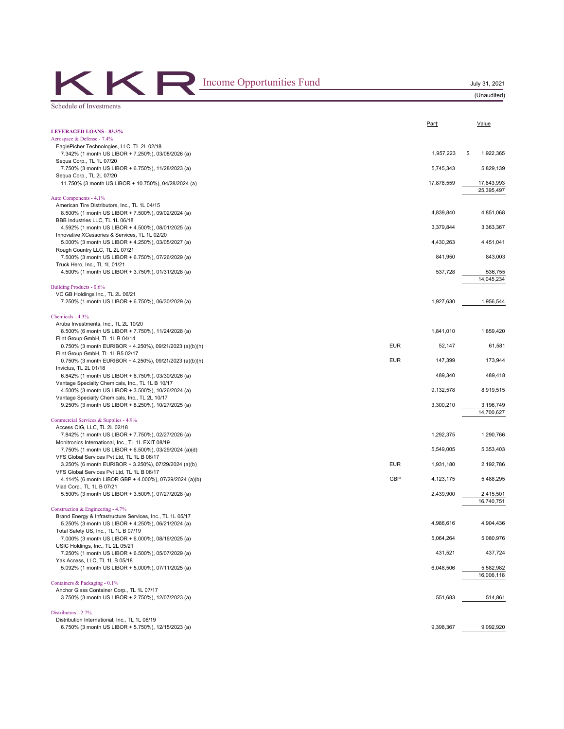# KKR Income Opportunities Fund

July 31, 2021

(Unaudited)

Schedule of Investments

| | | Par† | Value |
|---|---|---|---|
| **LEVERAGED LOANS - 83.3%** | | | |
| Aerospace & Defense - 7.4% | | | |
| EaglePicher Technologies, LLC, TL 2L 02/18<br>7.342% (1 month US LIBOR + 7.250%), 03/08/2026 (a) | | 1,957,223 | $ 1,922,365 |
| Sequa Corp., TL 1L 07/20<br>7.750% (3 month US LIBOR + 6.750%), 11/28/2023 (a) | | 5,745,343 | 5,829,139 |
| Sequa Corp., TL 2L 07/20<br>11.750% (3 month US LIBOR + 10.750%), 04/28/2024 (a) | | 17,878,559 | 17,643,993 |
| | | | 25,395,497 |
| Auto Components - 4.1% | | | |
| American Tire Distributors, Inc., TL 1L 04/15<br>8.500% (1 month US LIBOR + 7.500%), 09/02/2024 (a) | | 4,839,840 | 4,851,068 |
| BBB Industries LLC, TL 1L 06/18<br>4.592% (1 month US LIBOR + 4.500%), 08/01/2025 (a) | | 3,379,844 | 3,363,367 |
| Innovative XCessories & Services, TL 1L 02/20<br>5.000% (3 month US LIBOR + 4.250%), 03/05/2027 (a) | | 4,430,263 | 4,451,041 |
| Rough Country LLC, TL 2L 07/21<br>7.500% (3 month US LIBOR + 6.750%), 07/26/2029 (a) | | 841,950 | 843,003 |
| Truck Hero, Inc., TL 1L 01/21<br>4.500% (1 month US LIBOR + 3.750%), 01/31/2028 (a) | | 537,728 | 536,755 |
| | | | 14,045,234 |
| Building Products - 0.6% | | | |
| VC GB Holdings Inc., TL 2L 06/21<br>7.250% (1 month US LIBOR + 6.750%), 06/30/2029 (a) | | 1,927,630 | 1,956,544 |
| Chemicals - 4.3% | | | |
| Aruba Investments, Inc., TL 2L 10/20<br>8.500% (6 month US LIBOR + 7.750%), 11/24/2028 (a) | | 1,841,010 | 1,859,420 |
| Flint Group GmbH, TL 1L B 04/14<br>0.750% (3 month EURIBOR + 4.250%), 09/21/2023 (a)(b)(h) | EUR | 52,147 | 61,581 |
| Flint Group GmbH, TL 1L B5 02/17<br>0.750% (3 month EURIBOR + 4.250%), 09/21/2023 (a)(b)(h) | EUR | 147,399 | 173,944 |
| Invictus, TL 2L 01/18<br>6.842% (1 month US LIBOR + 6.750%), 03/30/2026 (a) | | 489,340 | 489,418 |
| Vantage Specialty Chemicals, Inc., TL 1L B 10/17<br>4.500% (3 month US LIBOR + 3.500%), 10/26/2024 (a) | | 9,132,578 | 8,919,515 |
| Vantage Specialty Chemicals, Inc., TL 2L 10/17<br>9.250% (3 month US LIBOR + 8.250%), 10/27/2025 (a) | | 3,300,210 | 3,196,749 |
| | | | 14,700,627 |
| Commercial Services & Supplies - 4.9% | | | |
| Access CIG, LLC, TL 2L 02/18<br>7.842% (1 month US LIBOR + 7.750%), 02/27/2026 (a) | | 1,292,375 | 1,290,766 |
| Monitronics International, Inc., TL 1L EXIT 08/19<br>7.750% (1 month US LIBOR + 6.500%), 03/29/2024 (a)(d) | | 5,549,005 | 5,353,403 |
| VFS Global Services Pvt Ltd, TL 1L B 06/17<br>3.250% (6 month EURIBOR + 3.250%), 07/29/2024 (a)(b) | EUR | 1,931,180 | 2,192,786 |
| VFS Global Services Pvt Ltd, TL 1L B 06/17<br>4.114% (6 month LIBOR GBP + 4.000%), 07/29/2024 (a)(b) | GBP | 4,123,175 | 5,488,295 |
| Viad Corp., TL 1L B 07/21<br>5.500% (3 month US LIBOR + 3.500%), 07/27/2028 (a) | | 2,439,900 | 2,415,501 |
| | | | 16,740,751 |
| Construction & Engineering - 4.7% | | | |
| Brand Energy & Infrastructure Services, Inc., TL 1L 05/17<br>5.250% (3 month US LIBOR + 4.250%), 06/21/2024 (a) | | 4,986,616 | 4,904,436 |
| Total Safety US, Inc., TL 1L B 07/19<br>7.000% (3 month US LIBOR + 6.000%), 08/16/2025 (a) | | 5,064,264 | 5,080,976 |
| USIC Holdings, Inc., TL 2L 05/21<br>7.250% (1 month US LIBOR + 6.500%), 05/07/2029 (a) | | 431,521 | 437,724 |
| Yak Access, LLC, TL 1L B 05/18<br>5.092% (1 month US LIBOR + 5.000%), 07/11/2025 (a) | | 6,048,506 | 5,582,982 |
| | | | 16,006,118 |
| Containers & Packaging - 0.1% | | | |
| Anchor Glass Container Corp., TL 1L 07/17<br>3.750% (3 month US LIBOR + 2.750%), 12/07/2023 (a) | | 551,683 | 514,861 |
| Distributors - 2.7% | | | |
| Distribution International, Inc., TL 1L 06/19<br>6.750% (3 month US LIBOR + 5.750%), 12/15/2023 (a) | | 9,398,367 | 9,092,920 |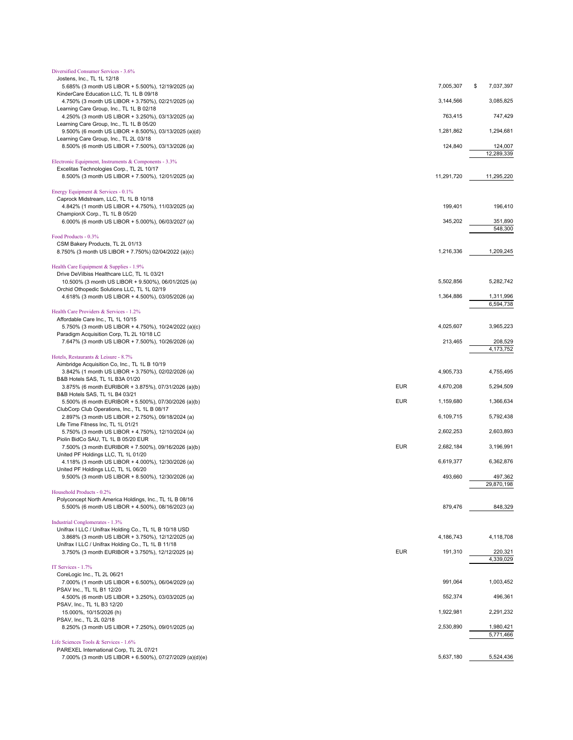| Description | Currency | Principal Amount | Value |
|---|---|---|---|
| **Diversified Consumer Services - 3.6%** | | | |
| Jostens, Inc., TL 1L 12/18 | | | |
| 5.685% (3 month US LIBOR + 5.500%), 12/19/2025 (a) | | 7,005,307 | $ 7,037,397 |
| KinderCare Education LLC, TL 1L B 09/18 | | | |
| 4.750% (3 month US LIBOR + 3.750%), 02/21/2025 (a) | | 3,144,566 | 3,085,825 |
| Learning Care Group, Inc., TL 1L B 02/18 | | | |
| 4.250% (3 month US LIBOR + 3.250%), 03/13/2025 (a) | | 763,415 | 747,429 |
| Learning Care Group, Inc., TL 1L B 05/20 | | | |
| 9.500% (6 month US LIBOR + 8.500%), 03/13/2025 (a)(d) | | 1,281,862 | 1,294,681 |
| Learning Care Group, Inc., TL 2L 03/18 | | | |
| 8.500% (6 month US LIBOR + 7.500%), 03/13/2026 (a) | | 124,840 | 124,007 |
| | | | 12,289,339 |
| **Electronic Equipment, Instruments & Components - 3.3%** | | | |
| Excelitas Technologies Corp., TL 2L 10/17 | | | |
| 8.500% (3 month US LIBOR + 7.500%), 12/01/2025 (a) | | 11,291,720 | 11,295,220 |
| **Energy Equipment & Services - 0.1%** | | | |
| Caprock Midstream, LLC, TL 1L B 10/18 | | | |
| 4.842% (1 month US LIBOR + 4.750%), 11/03/2025 (a) | | 199,401 | 196,410 |
| ChampionX Corp., TL 1L B 05/20 | | | |
| 6.000% (6 month US LIBOR + 5.000%), 06/03/2027 (a) | | 345,202 | 351,890 |
| | | | 548,300 |
| **Food Products - 0.3%** | | | |
| CSM Bakery Products, TL 2L 01/13 | | | |
| 8.750% (3 month US LIBOR + 7.750%) 02/04/2022 (a)(c) | | 1,216,336 | 1,209,245 |
| **Health Care Equipment & Supplies - 1.9%** | | | |
| Drive DeVilbiss Healthcare LLC, TL 1L 03/21 | | | |
| 10.500% (3 month US LIBOR + 9.500%), 06/01/2025 (a) | | 5,502,856 | 5,282,742 |
| Orchid Othopedic Solutions LLC, TL 1L 02/19 | | | |
| 4.618% (3 month US LIBOR + 4.500%), 03/05/2026 (a) | | 1,364,886 | 1,311,996 |
| | | | 6,594,738 |
| **Health Care Providers & Services - 1.2%** | | | |
| Affordable Care Inc., TL 1L 10/15 | | | |
| 5.750% (3 month US LIBOR + 4.750%), 10/24/2022 (a)(c) | | 4,025,607 | 3,965,223 |
| Paradigm Acquisition Corp, TL 2L 10/18 LC | | | |
| 7.647% (3 month US LIBOR + 7.500%), 10/26/2026 (a) | | 213,465 | 208,529 |
| | | | 4,173,752 |
| **Hotels, Restaurants & Leisure - 8.7%** | | | |
| Aimbridge Acquisition Co, Inc., TL 1L B 10/19 | | | |
| 3.842% (1 month US LIBOR + 3.750%), 02/02/2026 (a) | | 4,905,733 | 4,755,495 |
| B&B Hotels SAS, TL 1L B3A 01/20 | | | |
| 3.875% (6 month EURIBOR + 3.875%), 07/31/2026 (a)(b) | EUR | 4,670,208 | 5,294,509 |
| B&B Hotels SAS, TL 1L B4 03/21 | | | |
| 5.500% (6 month EURIBOR + 5.500%), 07/30/2026 (a)(b) | EUR | 1,159,680 | 1,366,634 |
| ClubCorp Club Operations, Inc., TL 1L B 08/17 | | | |
| 2.897% (3 month US LIBOR + 2.750%), 09/18/2024 (a) | | 6,109,715 | 5,792,438 |
| Life Time Fitness Inc, TL 1L 01/21 | | | |
| 5.750% (3 month US LIBOR + 4.750%), 12/10/2024 (a) | | 2,602,253 | 2,603,893 |
| Piolin BidCo SAU, TL 1L B 05/20 EUR | | | |
| 7.500% (3 month EURIBOR + 7.500%), 09/16/2026 (a)(b) | EUR | 2,682,184 | 3,196,991 |
| United PF Holdings LLC, TL 1L 01/20 | | | |
| 4.118% (3 month US LIBOR + 4.000%), 12/30/2026 (a) | | 6,619,377 | 6,362,876 |
| United PF Holdings LLC, TL 1L 06/20 | | | |
| 9.500% (3 month US LIBOR + 8.500%), 12/30/2026 (a) | | 493,660 | 497,362 |
| | | | 29,870,198 |
| **Household Products - 0.2%** | | | |
| Polyconcept North America Holdings, Inc., TL 1L B 08/16 | | | |
| 5.500% (6 month US LIBOR + 4.500%), 08/16/2023 (a) | | 879,476 | 848,329 |
| **Industrial Conglomerates - 1.3%** | | | |
| Unifrax I LLC / Unifrax Holding Co., TL 1L B 10/18 USD | | | |
| 3.868% (3 month US LIBOR + 3.750%), 12/12/2025 (a) | | 4,186,743 | 4,118,708 |
| Unifrax I LLC / Unifrax Holding Co., TL 1L B 11/18 | | | |
| 3.750% (3 month EURIBOR + 3.750%), 12/12/2025 (a) | EUR | 191,310 | 220,321 |
| | | | 4,339,029 |
| **IT Services - 1.7%** | | | |
| CoreLogic Inc., TL 2L 06/21 | | | |
| 7.000% (1 month US LIBOR + 6.500%), 06/04/2029 (a) | | 991,064 | 1,003,452 |
| PSAV Inc., TL 1L B1 12/20 | | | |
| 4.500% (6 month US LIBOR + 3.250%), 03/03/2025 (a) | | 552,374 | 496,361 |
| PSAV, Inc., TL 1L B3 12/20 | | | |
| 15.000%, 10/15/2026 (h) | | 1,922,981 | 2,291,232 |
| PSAV, Inc., TL 2L 02/18 | | | |
| 8.250% (3 month US LIBOR + 7.250%), 09/01/2025 (a) | | 2,530,890 | 1,980,421 |
| | | | 5,771,466 |
| **Life Sciences Tools & Services - 1.6%** | | | |
| PAREXEL International Corp, TL 2L 07/21 | | | |
| 7.000% (3 month US LIBOR + 6.500%), 07/27/2029 (a)(d)(e) | | 5,637,180 | 5,524,436 |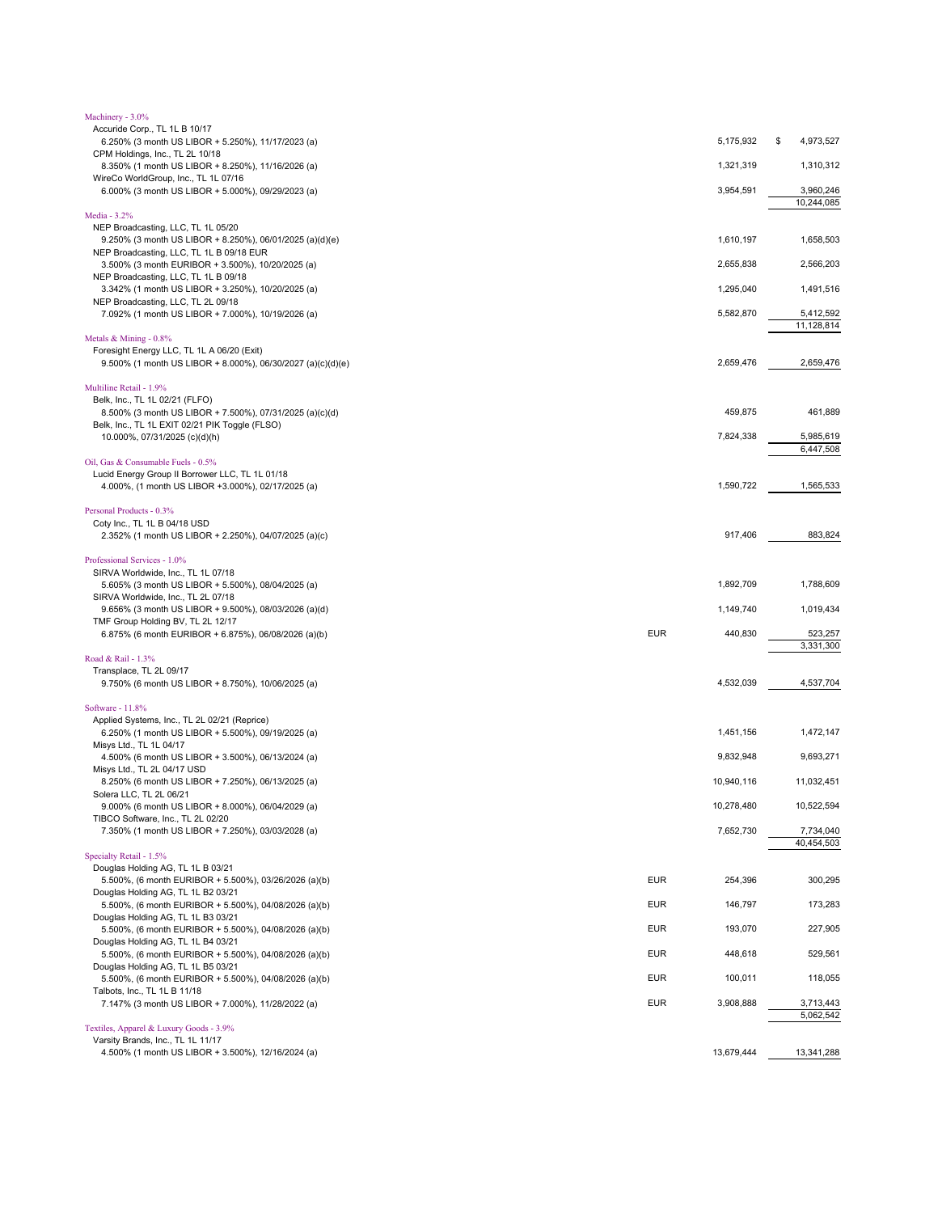| Description | Currency | Principal Amount | Value |
|---|---|---|---|
| **Machinery - 3.0%** | | | |
| Accuride Corp., TL 1L B 10/17 | | | |
| 6.250% (3 month US LIBOR + 5.250%), 11/17/2023 (a) | | 5,175,932 | $ 4,973,527 |
| CPM Holdings, Inc., TL 2L 10/18 | | | |
| 8.350% (1 month US LIBOR + 8.250%), 11/16/2026 (a) | | 1,321,319 | 1,310,312 |
| WireCo WorldGroup, Inc., TL 1L 07/16 | | | |
| 6.000% (3 month US LIBOR + 5.000%), 09/29/2023 (a) | | 3,954,591 | 3,960,246 |
| | | | 10,244,085 |
| **Media - 3.2%** | | | |
| NEP Broadcasting, LLC, TL 1L 05/20 | | | |
| 9.250% (3 month US LIBOR + 8.250%), 06/01/2025 (a)(d)(e) | | 1,610,197 | 1,658,503 |
| NEP Broadcasting, LLC, TL 1L B 09/18 EUR | | | |
| 3.500% (3 month EURIBOR + 3.500%), 10/20/2025 (a) | | 2,655,838 | 2,566,203 |
| NEP Broadcasting, LLC, TL 1L B 09/18 | | | |
| 3.342% (1 month US LIBOR + 3.250%), 10/20/2025 (a) | | 1,295,040 | 1,491,516 |
| NEP Broadcasting, LLC, TL 2L 09/18 | | | |
| 7.092% (1 month US LIBOR + 7.000%), 10/19/2026 (a) | | 5,582,870 | 5,412,592 |
| | | | 11,128,814 |
| **Metals & Mining - 0.8%** | | | |
| Foresight Energy LLC, TL 1L A 06/20 (Exit) | | | |
| 9.500% (1 month US LIBOR + 8.000%), 06/30/2027 (a)(c)(d)(e) | | 2,659,476 | 2,659,476 |
| **Multiline Retail - 1.9%** | | | |
| Belk, Inc., TL 1L 02/21 (FLFO) | | | |
| 8.500% (3 month US LIBOR + 7.500%), 07/31/2025 (a)(c)(d) | | 459,875 | 461,889 |
| Belk, Inc., TL 1L EXIT 02/21 PIK Toggle (FLSO) | | | |
| 10.000%, 07/31/2025 (c)(d)(h) | | 7,824,338 | 5,985,619 |
| | | | 6,447,508 |
| **Oil, Gas & Consumable Fuels - 0.5%** | | | |
| Lucid Energy Group II Borrower LLC, TL 1L 01/18 | | | |
| 4.000%, (1 month US LIBOR +3.000%), 02/17/2025 (a) | | 1,590,722 | 1,565,533 |
| **Personal Products - 0.3%** | | | |
| Coty Inc., TL 1L B 04/18 USD | | | |
| 2.352% (1 month US LIBOR + 2.250%), 04/07/2025 (a)(c) | | 917,406 | 883,824 |
| **Professional Services - 1.0%** | | | |
| SIRVA Worldwide, Inc., TL 1L 07/18 | | | |
| 5.605% (3 month US LIBOR + 5.500%), 08/04/2025 (a) | | 1,892,709 | 1,788,609 |
| SIRVA Worldwide, Inc., TL 2L 07/18 | | | |
| 9.656% (3 month US LIBOR + 9.500%), 08/03/2026 (a)(d) | | 1,149,740 | 1,019,434 |
| TMF Group Holding BV, TL 2L 12/17 | | | |
| 6.875% (6 month EURIBOR + 6.875%), 06/08/2026 (a)(b) | EUR | 440,830 | 523,257 |
| | | | 3,331,300 |
| **Road & Rail - 1.3%** | | | |
| Transplace, TL 2L 09/17 | | | |
| 9.750% (6 month US LIBOR + 8.750%), 10/06/2025 (a) | | 4,532,039 | 4,537,704 |
| **Software - 11.8%** | | | |
| Applied Systems, Inc., TL 2L 02/21 (Reprice) | | | |
| 6.250% (1 month US LIBOR + 5.500%), 09/19/2025 (a) | | 1,451,156 | 1,472,147 |
| Misys Ltd., TL 1L 04/17 | | | |
| 4.500% (6 month US LIBOR + 3.500%), 06/13/2024 (a) | | 9,832,948 | 9,693,271 |
| Misys Ltd., TL 2L 04/17 USD | | | |
| 8.250% (6 month US LIBOR + 7.250%), 06/13/2025 (a) | | 10,940,116 | 11,032,451 |
| Solera LLC, TL 2L 06/21 | | | |
| 9.000% (6 month US LIBOR + 8.000%), 06/04/2029 (a) | | 10,278,480 | 10,522,594 |
| TIBCO Software, Inc., TL 2L 02/20 | | | |
| 7.350% (1 month US LIBOR + 7.250%), 03/03/2028 (a) | | 7,652,730 | 7,734,040 |
| | | | 40,454,503 |
| **Specialty Retail - 1.5%** | | | |
| Douglas Holding AG, TL 1L B 03/21 | | | |
| 5.500%, (6 month EURIBOR + 5.500%), 03/26/2026 (a)(b) | EUR | 254,396 | 300,295 |
| Douglas Holding AG, TL 1L B2 03/21 | | | |
| 5.500%, (6 month EURIBOR + 5.500%), 04/08/2026 (a)(b) | EUR | 146,797 | 173,283 |
| Douglas Holding AG, TL 1L B3 03/21 | | | |
| 5.500%, (6 month EURIBOR + 5.500%), 04/08/2026 (a)(b) | EUR | 193,070 | 227,905 |
| Douglas Holding AG, TL 1L B4 03/21 | | | |
| 5.500%, (6 month EURIBOR + 5.500%), 04/08/2026 (a)(b) | EUR | 448,618 | 529,561 |
| Douglas Holding AG, TL 1L B5 03/21 | | | |
| 5.500%, (6 month EURIBOR + 5.500%), 04/08/2026 (a)(b) | EUR | 100,011 | 118,055 |
| Talbots, Inc., TL 1L B 11/18 | | | |
| 7.147% (3 month US LIBOR + 7.000%), 11/28/2022 (a) | EUR | 3,908,888 | 3,713,443 |
| | | | 5,062,542 |
| **Textiles, Apparel & Luxury Goods - 3.9%** | | | |
| Varsity Brands, Inc., TL 1L 11/17 | | | |
| 4.500% (1 month US LIBOR + 3.500%), 12/16/2024 (a) | | 13,679,444 | 13,341,288 |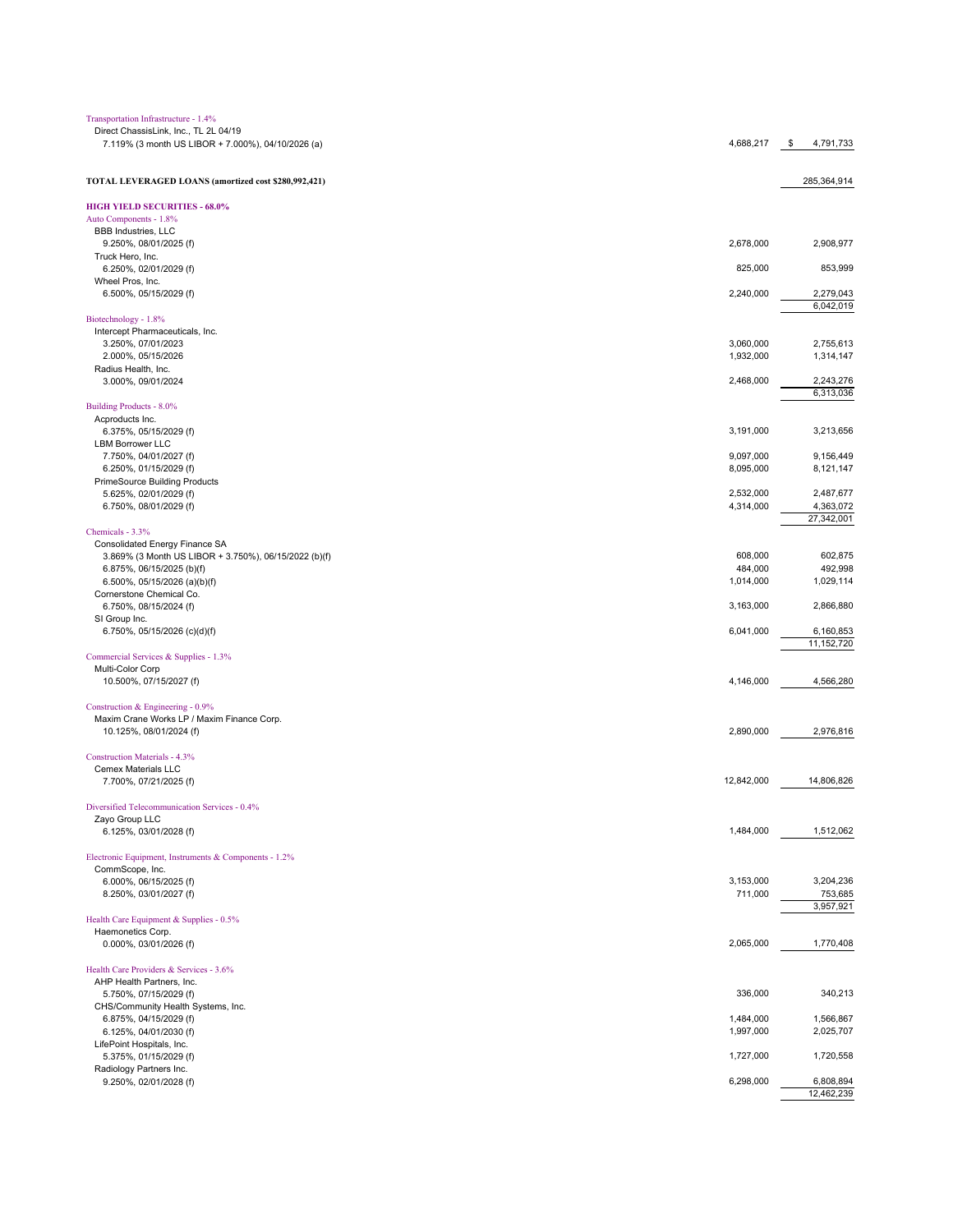| | Principal Amount | Value |
|---|---|---|
| Transportation Infrastructure - 1.4% | | |
| Direct ChassisLink, Inc., TL 2L 04/19 | | |
| 7.119% (3 month US LIBOR + 7.000%), 04/10/2026 (a) | 4,688,217 | $ 4,791,733 |
| | | |
| **TOTAL LEVERAGED LOANS (amortized cost $280,992,421)** | | 285,364,914 |
| | | |
| **HIGH YIELD SECURITIES - 68.0%** | | |
| Auto Components - 1.8% | | |
| BBB Industries, LLC | | |
| 9.250%, 08/01/2025 (f) | 2,678,000 | 2,908,977 |
| Truck Hero, Inc. | | |
| 6.250%, 02/01/2029 (f) | 825,000 | 853,999 |
| Wheel Pros, Inc. | | |
| 6.500%, 05/15/2029 (f) | 2,240,000 | 2,279,043 |
| | | 6,042,019 |
| Biotechnology - 1.8% | | |
| Intercept Pharmaceuticals, Inc. | | |
| 3.250%, 07/01/2023 | 3,060,000 | 2,755,613 |
| 2.000%, 05/15/2026 | 1,932,000 | 1,314,147 |
| Radius Health, Inc. | | |
| 3.000%, 09/01/2024 | 2,468,000 | 2,243,276 |
| | | 6,313,036 |
| Building Products - 8.0% | | |
| Acproducts Inc. | | |
| 6.375%, 05/15/2029 (f) | 3,191,000 | 3,213,656 |
| LBM Borrower LLC | | |
| 7.750%, 04/01/2027 (f) | 9,097,000 | 9,156,449 |
| 6.250%, 01/15/2029 (f) | 8,095,000 | 8,121,147 |
| PrimeSource Building Products | | |
| 5.625%, 02/01/2029 (f) | 2,532,000 | 2,487,677 |
| 6.750%, 08/01/2029 (f) | 4,314,000 | 4,363,072 |
| | | 27,342,001 |
| Chemicals - 3.3% | | |
| Consolidated Energy Finance SA | | |
| 3.869% (3 Month US LIBOR + 3.750%), 06/15/2022 (b)(f) | 608,000 | 602,875 |
| 6.875%, 06/15/2025 (b)(f) | 484,000 | 492,998 |
| 6.500%, 05/15/2026 (a)(b)(f) | 1,014,000 | 1,029,114 |
| Cornerstone Chemical Co. | | |
| 6.750%, 08/15/2024 (f) | 3,163,000 | 2,866,880 |
| SI Group Inc. | | |
| 6.750%, 05/15/2026 (c)(d)(f) | 6,041,000 | 6,160,853 |
| | | 11,152,720 |
| Commercial Services & Supplies - 1.3% | | |
| Multi-Color Corp | | |
| 10.500%, 07/15/2027 (f) | 4,146,000 | 4,566,280 |
| Construction & Engineering - 0.9% | | |
| Maxim Crane Works LP / Maxim Finance Corp. | | |
| 10.125%, 08/01/2024 (f) | 2,890,000 | 2,976,816 |
| Construction Materials - 4.3% | | |
| Cemex Materials LLC | | |
| 7.700%, 07/21/2025 (f) | 12,842,000 | 14,806,826 |
| Diversified Telecommunication Services - 0.4% | | |
| Zayo Group LLC | | |
| 6.125%, 03/01/2028 (f) | 1,484,000 | 1,512,062 |
| Electronic Equipment, Instruments & Components - 1.2% | | |
| CommScope, Inc. | | |
| 6.000%, 06/15/2025 (f) | 3,153,000 | 3,204,236 |
| 8.250%, 03/01/2027 (f) | 711,000 | 753,685 |
| | | 3,957,921 |
| Health Care Equipment & Supplies - 0.5% | | |
| Haemonetics Corp. | | |
| 0.000%, 03/01/2026 (f) | 2,065,000 | 1,770,408 |
| Health Care Providers & Services - 3.6% | | |
| AHP Health Partners, Inc. | | |
| 5.750%, 07/15/2029 (f) | 336,000 | 340,213 |
| CHS/Community Health Systems, Inc. | | |
| 6.875%, 04/15/2029 (f) | 1,484,000 | 1,566,867 |
| 6.125%, 04/01/2030 (f) | 1,997,000 | 2,025,707 |
| LifePoint Hospitals, Inc. | | |
| 5.375%, 01/15/2029 (f) | 1,727,000 | 1,720,558 |
| Radiology Partners Inc. | | |
| 9.250%, 02/01/2028 (f) | 6,298,000 | 6,808,894 |
| | | 12,462,239 |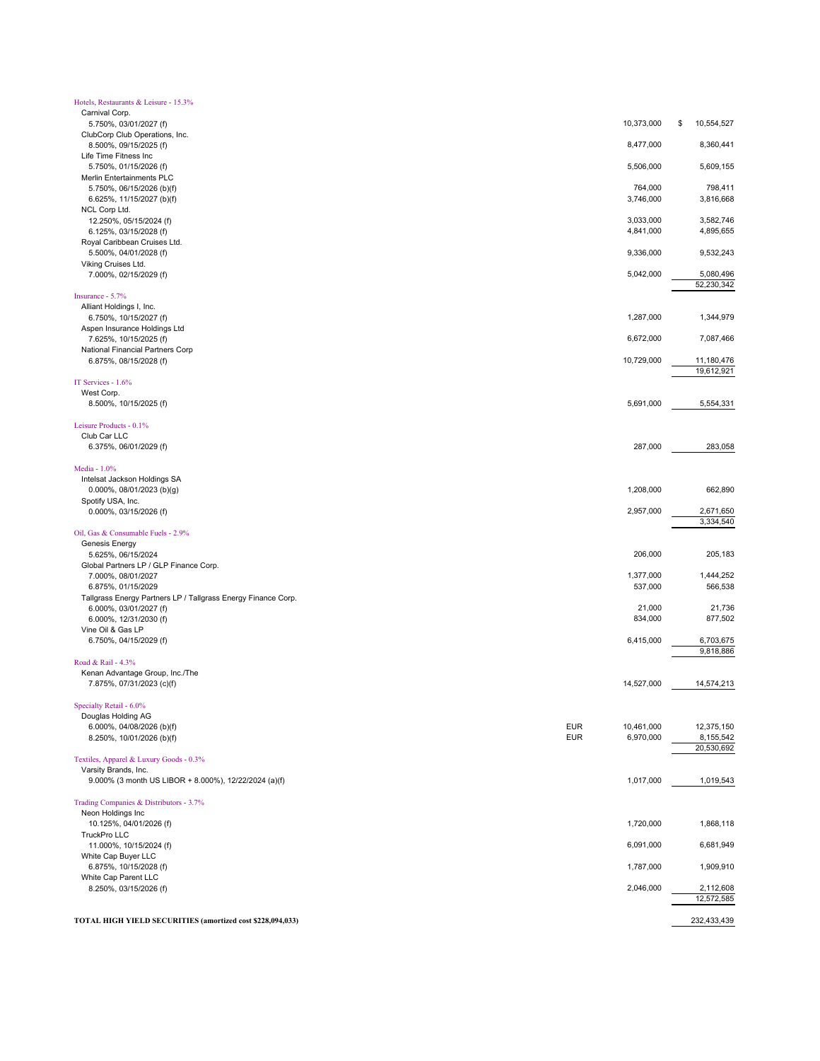| Description | Currency | Principal Amount | Value |
|---|---|---|---|
| **Hotels, Restaurants & Leisure - 15.3%** | | | |
| Carnival Corp. | | | |
| 5.750%, 03/01/2027 (f) | | 10,373,000 | $ 10,554,527 |
| ClubCorp Club Operations, Inc. | | | |
| 8.500%, 09/15/2025 (f) | | 8,477,000 | 8,360,441 |
| Life Time Fitness Inc | | | |
| 5.750%, 01/15/2026 (f) | | 5,506,000 | 5,609,155 |
| Merlin Entertainments PLC | | | |
| 5.750%, 06/15/2026 (b)(f) | | 764,000 | 798,411 |
| 6.625%, 11/15/2027 (b)(f) | | 3,746,000 | 3,816,668 |
| NCL Corp Ltd. | | | |
| 12.250%, 05/15/2024 (f) | | 3,033,000 | 3,582,746 |
| 6.125%, 03/15/2028 (f) | | 4,841,000 | 4,895,655 |
| Royal Caribbean Cruises Ltd. | | | |
| 5.500%, 04/01/2028 (f) | | 9,336,000 | 9,532,243 |
| Viking Cruises Ltd. | | | |
| 7.000%, 02/15/2029 (f) | | 5,042,000 | 5,080,496 |
| | | | 52,230,342 |
| **Insurance - 5.7%** | | | |
| Alliant Holdings I, Inc. | | | |
| 6.750%, 10/15/2027 (f) | | 1,287,000 | 1,344,979 |
| Aspen Insurance Holdings Ltd | | | |
| 7.625%, 10/15/2025 (f) | | 6,672,000 | 7,087,466 |
| National Financial Partners Corp | | | |
| 6.875%, 08/15/2028 (f) | | 10,729,000 | 11,180,476 |
| | | | 19,612,921 |
| **IT Services - 1.6%** | | | |
| West Corp. | | | |
| 8.500%, 10/15/2025 (f) | | 5,691,000 | 5,554,331 |
| **Leisure Products - 0.1%** | | | |
| Club Car LLC | | | |
| 6.375%, 06/01/2029 (f) | | 287,000 | 283,058 |
| **Media - 1.0%** | | | |
| Intelsat Jackson Holdings SA | | | |
| 0.000%, 08/01/2023 (b)(g) | | 1,208,000 | 662,890 |
| Spotify USA, Inc. | | | |
| 0.000%, 03/15/2026 (f) | | 2,957,000 | 2,671,650 |
| | | | 3,334,540 |
| **Oil, Gas & Consumable Fuels - 2.9%** | | | |
| Genesis Energy | | | |
| 5.625%, 06/15/2024 | | 206,000 | 205,183 |
| Global Partners LP / GLP Finance Corp. | | | |
| 7.000%, 08/01/2027 | | 1,377,000 | 1,444,252 |
| 6.875%, 01/15/2029 | | 537,000 | 566,538 |
| Tallgrass Energy Partners LP / Tallgrass Energy Finance Corp. | | | |
| 6.000%, 03/01/2027 (f) | | 21,000 | 21,736 |
| 6.000%, 12/31/2030 (f) | | 834,000 | 877,502 |
| Vine Oil & Gas LP | | | |
| 6.750%, 04/15/2029 (f) | | 6,415,000 | 6,703,675 |
| | | | 9,818,886 |
| **Road & Rail - 4.3%** | | | |
| Kenan Advantage Group, Inc./The | | | |
| 7.875%, 07/31/2023 (c)(f) | | 14,527,000 | 14,574,213 |
| **Specialty Retail - 6.0%** | | | |
| Douglas Holding AG | | | |
| 6.000%, 04/08/2026 (b)(f) | EUR | 10,461,000 | 12,375,150 |
| 8.250%, 10/01/2026 (b)(f) | EUR | 6,970,000 | 8,155,542 |
| | | | 20,530,692 |
| **Textiles, Apparel & Luxury Goods - 0.3%** | | | |
| Varsity Brands, Inc. | | | |
| 9.000% (3 month US LIBOR + 8.000%), 12/22/2024 (a)(f) | | 1,017,000 | 1,019,543 |
| **Trading Companies & Distributors - 3.7%** | | | |
| Neon Holdings Inc | | | |
| 10.125%, 04/01/2026 (f) | | 1,720,000 | 1,868,118 |
| TruckPro LLC | | | |
| 11.000%, 10/15/2024 (f) | | 6,091,000 | 6,681,949 |
| White Cap Buyer LLC | | | |
| 6.875%, 10/15/2028 (f) | | 1,787,000 | 1,909,910 |
| White Cap Parent LLC | | | |
| 8.250%, 03/15/2026 (f) | | 2,046,000 | 2,112,608 |
| | | | 12,572,585 |
| **TOTAL HIGH YIELD SECURITIES (amortized cost $228,094,033)** | | | 232,433,439 |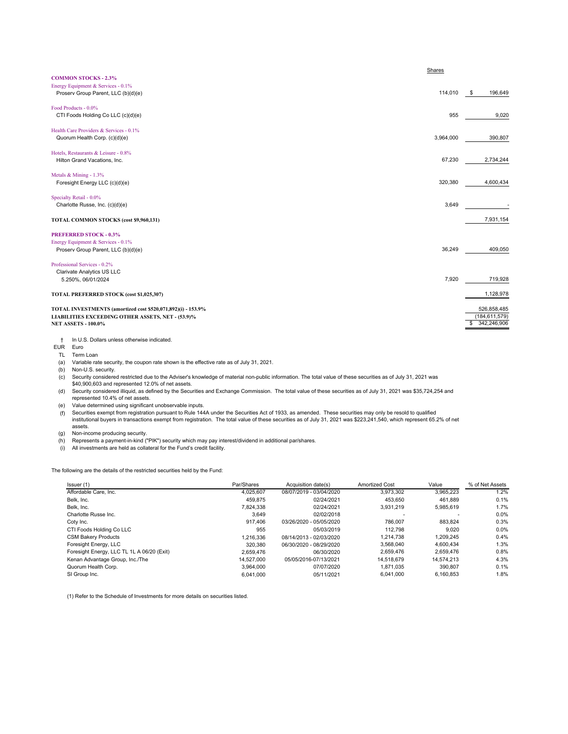| | Shares | |
|---|---|---|
| **COMMON STOCKS - 2.3%** | | |
| Energy Equipment & Services - 0.1% | | |
| Proserv Group Parent, LLC (b)(d)(e) | 114,010 | $ 196,649 |
| Food Products - 0.0% | | |
| CTI Foods Holding Co LLC (c)(d)(e) | 955 | 9,020 |
| Health Care Providers & Services - 0.1% | | |
| Quorum Health Corp. (c)(d)(e) | 3,964,000 | 390,807 |
| Hotels, Restaurants & Leisure - 0.8% | | |
| Hilton Grand Vacations, Inc. | 67,230 | 2,734,244 |
| Metals & Mining - 1.3% | | |
| Foresight Energy LLC (c)(d)(e) | 320,380 | 4,600,434 |
| Specialty Retail - 0.0% | | |
| Charlotte Russe, Inc. (c)(d)(e) | 3,649 | - |
| **TOTAL COMMON STOCKS (cost $9,960,131)** | | 7,931,154 |
| **PREFERRED STOCK - 0.3%** | | |
| Energy Equipment & Services - 0.1% | | |
| Proserv Group Parent, LLC (b)(d)(e) | 36,249 | 409,050 |
| Professional Services - 0.2% | | |
| Clarivate Analytics US LLC 5.250%, 06/01/2024 | 7,920 | 719,928 |
| **TOTAL PREFERRED STOCK (cost $1,025,307)** | | 1,128,978 |
| **TOTAL INVESTMENTS (amortized cost $520,071,892)(i) - 153.9%** | | 526,858,485 |
| **LIABILITIES EXCEEDING OTHER ASSETS, NET - (53.9)%** | | (184,611,579) |
| **NET ASSETS - 100.0%** | | $ 342,246,906 |

† In U.S. Dollars unless otherwise indicated.
EUR Euro
TL Term Loan
(a) Variable rate security, the coupon rate shown is the effective rate as of July 31, 2021.
(b) Non-U.S. security.
(c) Security considered restricted due to the Adviser's knowledge of material non-public information. The total value of these securities as of July 31, 2021 was $40,900,603 and represented 12.0% of net assets.
(d) Security considered illiquid, as defined by the Securities and Exchange Commission. The total value of these securities as of July 31, 2021 was $35,724,254 and represented 10.4% of net assets.
(e) Value determined using significant unobservable inputs.
(f) Securities exempt from registration pursuant to Rule 144A under the Securities Act of 1933, as amended. These securities may only be resold to qualified institutional buyers in transactions exempt from registration. The total value of these securities as of July 31, 2021 was $223,241,540, which represent 65.2% of net assets.
(g) Non-income producing security.
(h) Represents a payment-in-kind ("PIK") security which may pay interest/dividend in additional par/shares.
(i) All investments are held as collateral for the Fund's credit facility.

The following are the details of the restricted securities held by the Fund:

| Issuer (1) | Par/Shares | Acquisition date(s) | Amortized Cost | Value | % of Net Assets |
|---|---|---|---|---|---|
| Affordable Care, Inc. | 4,025,607 | 08/07/2019 - 03/04/2020 | 3,973,302 | 3,965,223 | 1.2% |
| Belk, Inc. | 459,875 | 02/24/2021 | 453,650 | 461,889 | 0.1% |
| Belk, Inc. | 7,824,338 | 02/24/2021 | 3,931,219 | 5,985,619 | 1.7% |
| Charlotte Russe Inc. | 3,649 | 02/02/2018 | - | - | 0.0% |
| Coty Inc. | 917,406 | 03/26/2020 - 05/05/2020 | 786,007 | 883,824 | 0.3% |
| CTI Foods Holding Co LLC | 955 | 05/03/2019 | 112,798 | 9,020 | 0.0% |
| CSM Bakery Products | 1,216,336 | 08/14/2013 - 02/03/2020 | 1,214,738 | 1,209,245 | 0.4% |
| Foresight Energy, LLC | 320,380 | 06/30/2020 - 08/29/2020 | 3,568,040 | 4,600,434 | 1.3% |
| Foresight Energy, LLC TL 1L A 06/20 (Exit) | 2,659,476 | 06/30/2020 | 2,659,476 | 2,659,476 | 0.8% |
| Kenan Advantage Group, Inc./The | 14,527,000 | 05/05/2016-07/13/2021 | 14,518,679 | 14,574,213 | 4.3% |
| Quorum Health Corp. | 3,964,000 | 07/07/2020 | 1,871,035 | 390,807 | 0.1% |
| SI Group Inc. | 6,041,000 | 05/11/2021 | 6,041,000 | 6,160,853 | 1.8% |

(1) Refer to the Schedule of Investments for more details on securities listed.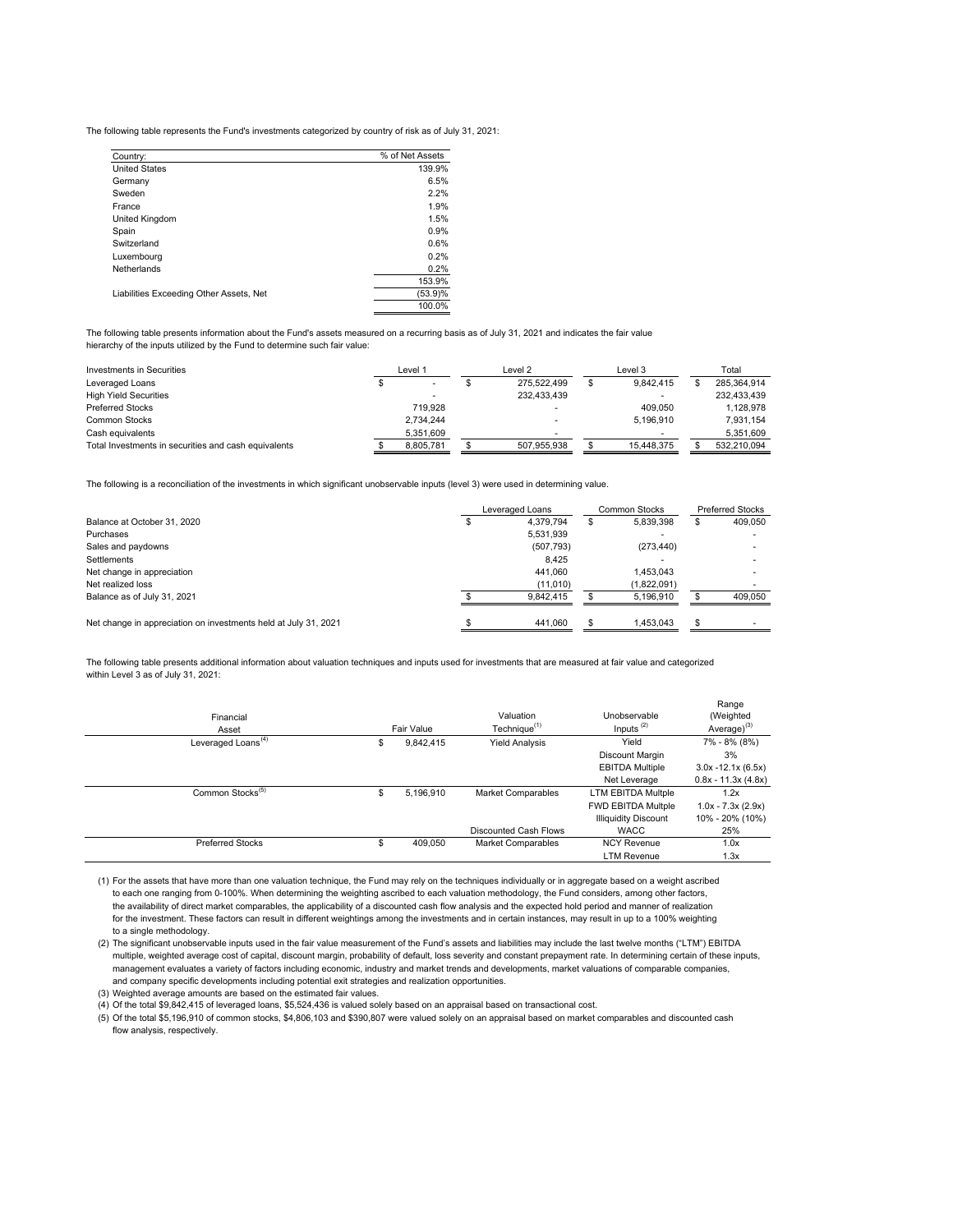The following table represents the Fund's investments categorized by country of risk as of July 31, 2021:

| Country: | % of Net Assets |
|---|---|
| United States | 139.9% |
| Germany | 6.5% |
| Sweden | 2.2% |
| France | 1.9% |
| United Kingdom | 1.5% |
| Spain | 0.9% |
| Switzerland | 0.6% |
| Luxembourg | 0.2% |
| Netherlands | 0.2% |
| | 153.9% |
| Liabilities Exceeding Other Assets, Net | (53.9)% |
| | 100.0% |

The following table presents information about the Fund's assets measured on a recurring basis as of July 31, 2021 and indicates the fair value hierarchy of the inputs utilized by the Fund to determine such fair value:

| Investments in Securities | Level 1 | Level 2 | Level 3 | Total |
|---|---|---|---|---|
| Leveraged Loans | $ - | $ 275,522,499 | $ 9,842,415 | $ 285,364,914 |
| High Yield Securities | - | 232,433,439 | - | 232,433,439 |
| Preferred Stocks | 719,928 | - | 409,050 | 1,128,978 |
| Common Stocks | 2,734,244 | - | 5,196,910 | 7,931,154 |
| Cash equivalents | 5,351,609 | - | - | 5,351,609 |
| Total Investments in securities and cash equivalents | $ 8,805,781 | $ 507,955,938 | $ 15,448,375 | $ 532,210,094 |

The following is a reconciliation of the investments in which significant unobservable inputs (level 3) were used in determining value.

| | Leveraged Loans | Common Stocks | Preferred Stocks |
|---|---|---|---|
| Balance at October 31, 2020 | $ 4,379,794 | $ 5,839,398 | $ 409,050 |
| Purchases | 5,531,939 | - | - |
| Sales and paydowns | (507,793) | (273,440) | - |
| Settlements | 8,425 | - | - |
| Net change in appreciation | 441,060 | 1,453,043 | - |
| Net realized loss | (11,010) | (1,822,091) | - |
| Balance as of July 31, 2021 | $ 9,842,415 | $ 5,196,910 | $ 409,050 |
| | | | |
| Net change in appreciation on investments held at July 31, 2021 | $ 441,060 | $ 1,453,043 | $ - |

The following table presents additional information about valuation techniques and inputs used for investments that are measured at fair value and categorized within Level 3 as of July 31, 2021:

| Financial Asset | Fair Value | Valuation Technique[1] | Unobservable Inputs [2] | Range (Weighted Average)[3] |
|---|---|---|---|---|
| Leveraged Loans [4] | $ 9,842,415 | Yield Analysis | Yield | 7% - 8% (8%) |
| | | | Discount Margin | 3% |
| | | | EBITDA Multiple | 3.0x -12.1x (6.5x) |
| | | | Net Leverage | 0.8x - 11.3x (4.8x) |
| Common Stocks[5] | $ 5,196,910 | Market Comparables | LTM EBITDA Multple | 1.2x |
| | | | FWD EBITDA Multple | 1.0x - 7.3x (2.9x) |
| | | | Illiquidity Discount | 10% - 20% (10%) |
| | | Discounted Cash Flows | WACC | 25% |
| Preferred Stocks | $ 409,050 | Market Comparables | NCY Revenue | 1.0x |
| | | | LTM Revenue | 1.3x |

(1) For the assets that have more than one valuation technique, the Fund may rely on the techniques individually or in aggregate based on a weight ascribed to each one ranging from 0-100%. When determining the weighting ascribed to each valuation methodology, the Fund considers, among other factors, the availability of direct market comparables, the applicability of a discounted cash flow analysis and the expected hold period and manner of realization for the investment. These factors can result in different weightings among the investments and in certain instances, may result in up to a 100% weighting to a single methodology.

(2) The significant unobservable inputs used in the fair value measurement of the Fund's assets and liabilities may include the last twelve months ("LTM") EBITDA multiple, weighted average cost of capital, discount margin, probability of default, loss severity and constant prepayment rate. In determining certain of these inputs, management evaluates a variety of factors including economic, industry and market trends and developments, market valuations of comparable companies, and company specific developments including potential exit strategies and realization opportunities.

(3) Weighted average amounts are based on the estimated fair values.

(4) Of the total $9,842,415 of leveraged loans, $5,524,436 is valued solely based on an appraisal based on transactional cost.

(5) Of the total $5,196,910 of common stocks, $4,806,103 and $390,807 were valued solely on an appraisal based on market comparables and discounted cash flow analysis, respectively.